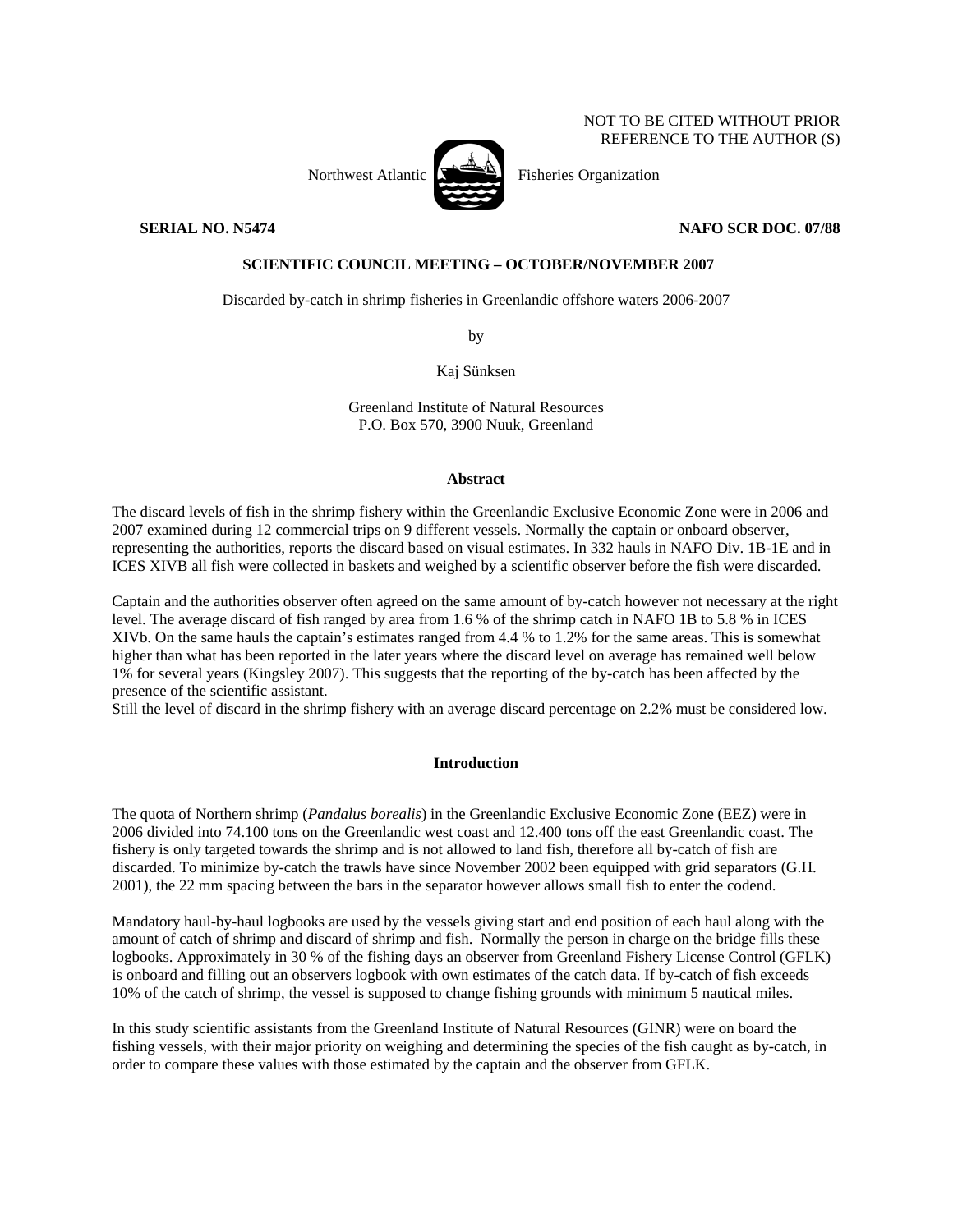NOT TO BE CITED WITHOUT PRIOR
REFERENCE TO THE AUTHOR (S)

Northwest Atlantic Fisheries Organization

**SERIAL NO. N5474** **NAFO SCR DOC. 07/88**

**SCIENTIFIC COUNCIL MEETING – OCTOBER/NOVEMBER 2007**

Discarded by-catch in shrimp fisheries in Greenlandic offshore waters 2006-2007

by

Kaj Sünksen

Greenland Institute of Natural Resources
P.O. Box 570, 3900 Nuuk, Greenland

## Abstract

The discard levels of fish in the shrimp fishery within the Greenlandic Exclusive Economic Zone were in 2006 and 2007 examined during 12 commercial trips on 9 different vessels. Normally the captain or onboard observer, representing the authorities, reports the discard based on visual estimates. In 332 hauls in NAFO Div. 1B-1E and in ICES XIVB all fish were collected in baskets and weighed by a scientific observer before the fish were discarded.

Captain and the authorities observer often agreed on the same amount of by-catch however not necessary at the right level. The average discard of fish ranged by area from 1.6 % of the shrimp catch in NAFO 1B to 5.8 % in ICES XIVb. On the same hauls the captain's estimates ranged from 4.4 % to 1.2% for the same areas. This is somewhat higher than what has been reported in the later years where the discard level on average has remained well below 1% for several years (Kingsley 2007). This suggests that the reporting of the by-catch has been affected by the presence of the scientific assistant.
Still the level of discard in the shrimp fishery with an average discard percentage on 2.2% must be considered low.

## Introduction

The quota of Northern shrimp (*Pandalus borealis*) in the Greenlandic Exclusive Economic Zone (EEZ) were in 2006 divided into 74.100 tons on the Greenlandic west coast and 12.400 tons off the east Greenlandic coast. The fishery is only targeted towards the shrimp and is not allowed to land fish, therefore all by-catch of fish are discarded. To minimize by-catch the trawls have since November 2002 been equipped with grid separators (G.H. 2001), the 22 mm spacing between the bars in the separator however allows small fish to enter the codend.

Mandatory haul-by-haul logbooks are used by the vessels giving start and end position of each haul along with the amount of catch of shrimp and discard of shrimp and fish. Normally the person in charge on the bridge fills these logbooks. Approximately in 30 % of the fishing days an observer from Greenland Fishery License Control (GFLK) is onboard and filling out an observers logbook with own estimates of the catch data. If by-catch of fish exceeds 10% of the catch of shrimp, the vessel is supposed to change fishing grounds with minimum 5 nautical miles.

In this study scientific assistants from the Greenland Institute of Natural Resources (GINR) were on board the fishing vessels, with their major priority on weighing and determining the species of the fish caught as by-catch, in order to compare these values with those estimated by the captain and the observer from GFLK.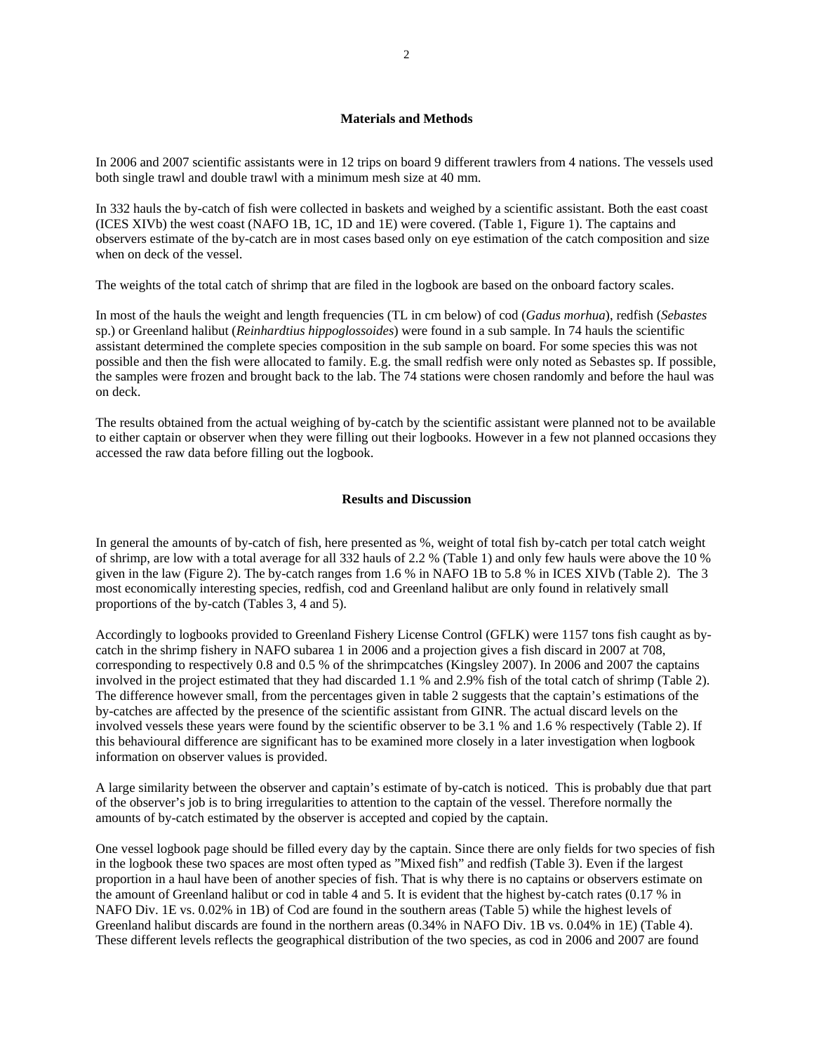## Materials and Methods

In 2006 and 2007 scientific assistants were in 12 trips on board 9 different trawlers from 4 nations. The vessels used both single trawl and double trawl with a minimum mesh size at 40 mm.

In 332 hauls the by-catch of fish were collected in baskets and weighed by a scientific assistant. Both the east coast (ICES XIVb) the west coast (NAFO 1B, 1C, 1D and 1E) were covered. (Table 1, Figure 1). The captains and observers estimate of the by-catch are in most cases based only on eye estimation of the catch composition and size when on deck of the vessel.

The weights of the total catch of shrimp that are filed in the logbook are based on the onboard factory scales.

In most of the hauls the weight and length frequencies (TL in cm below) of cod (*Gadus morhua*), redfish (*Sebastes* sp.) or Greenland halibut (*Reinhardtius hippoglossoides*) were found in a sub sample. In 74 hauls the scientific assistant determined the complete species composition in the sub sample on board. For some species this was not possible and then the fish were allocated to family. E.g. the small redfish were only noted as Sebastes sp. If possible, the samples were frozen and brought back to the lab. The 74 stations were chosen randomly and before the haul was on deck.

The results obtained from the actual weighing of by-catch by the scientific assistant were planned not to be available to either captain or observer when they were filling out their logbooks. However in a few not planned occasions they accessed the raw data before filling out the logbook.

## Results and Discussion

In general the amounts of by-catch of fish, here presented as %, weight of total fish by-catch per total catch weight of shrimp, are low with a total average for all 332 hauls of 2.2 % (Table 1) and only few hauls were above the 10 % given in the law (Figure 2). The by-catch ranges from 1.6 % in NAFO 1B to 5.8 % in ICES XIVb (Table 2). The 3 most economically interesting species, redfish, cod and Greenland halibut are only found in relatively small proportions of the by-catch (Tables 3, 4 and 5).

Accordingly to logbooks provided to Greenland Fishery License Control (GFLK) were 1157 tons fish caught as by-catch in the shrimp fishery in NAFO subarea 1 in 2006 and a projection gives a fish discard in 2007 at 708, corresponding to respectively 0.8 and 0.5 % of the shrimpcatches (Kingsley 2007). In 2006 and 2007 the captains involved in the project estimated that they had discarded 1.1 % and 2.9% fish of the total catch of shrimp (Table 2). The difference however small, from the percentages given in table 2 suggests that the captain's estimations of the by-catches are affected by the presence of the scientific assistant from GINR. The actual discard levels on the involved vessels these years were found by the scientific observer to be 3.1 % and 1.6 % respectively (Table 2). If this behavioural difference are significant has to be examined more closely in a later investigation when logbook information on observer values is provided.

A large similarity between the observer and captain's estimate of by-catch is noticed. This is probably due that part of the observer's job is to bring irregularities to attention to the captain of the vessel. Therefore normally the amounts of by-catch estimated by the observer is accepted and copied by the captain.

One vessel logbook page should be filled every day by the captain. Since there are only fields for two species of fish in the logbook these two spaces are most often typed as "Mixed fish" and redfish (Table 3). Even if the largest proportion in a haul have been of another species of fish. That is why there is no captains or observers estimate on the amount of Greenland halibut or cod in table 4 and 5. It is evident that the highest by-catch rates (0.17 % in NAFO Div. 1E vs. 0.02% in 1B) of Cod are found in the southern areas (Table 5) while the highest levels of Greenland halibut discards are found in the northern areas (0.34% in NAFO Div. 1B vs. 0.04% in 1E) (Table 4). These different levels reflects the geographical distribution of the two species, as cod in 2006 and 2007 are found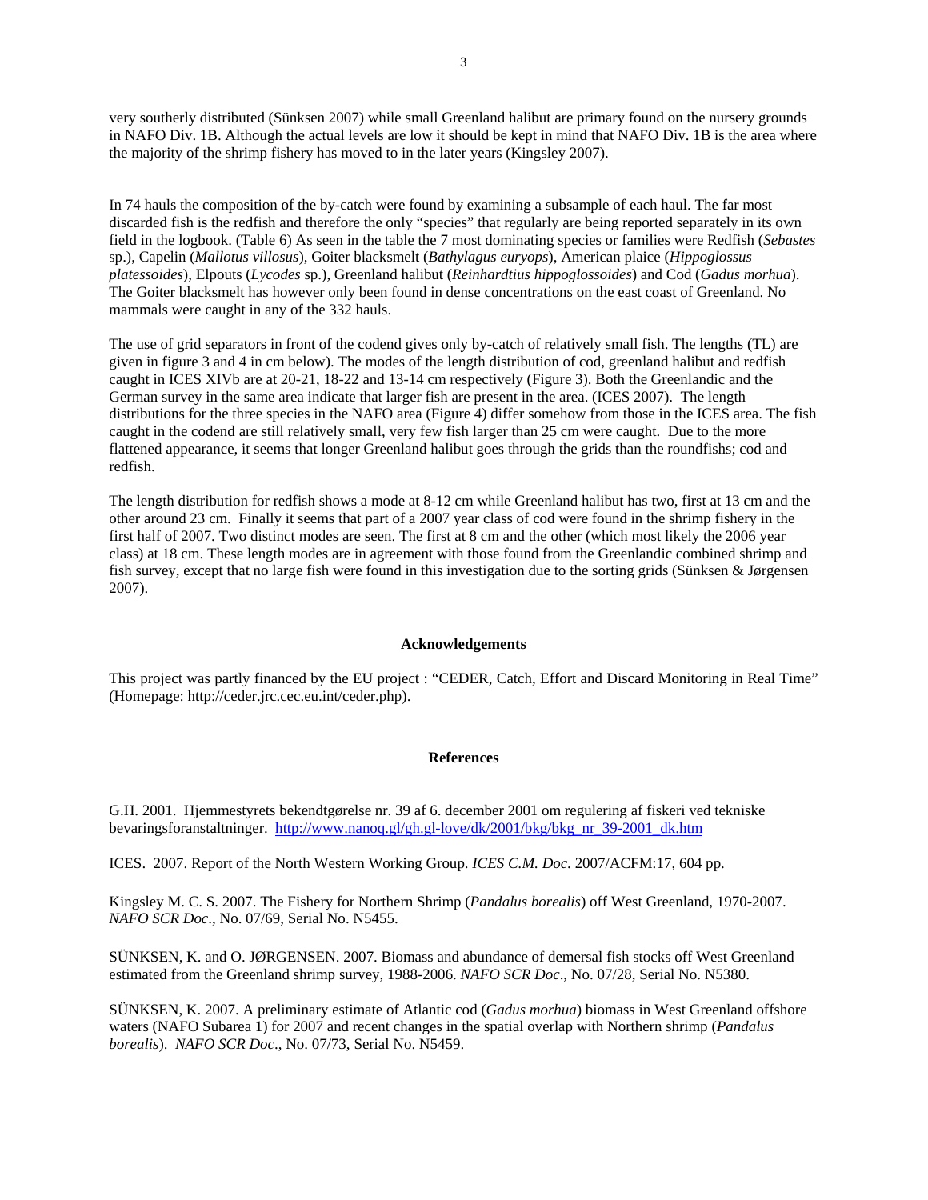very southerly distributed (Sünksen 2007) while small Greenland halibut are primary found on the nursery grounds in NAFO Div. 1B. Although the actual levels are low it should be kept in mind that NAFO Div. 1B is the area where the majority of the shrimp fishery has moved to in the later years (Kingsley 2007).

In 74 hauls the composition of the by-catch were found by examining a subsample of each haul. The far most discarded fish is the redfish and therefore the only "species" that regularly are being reported separately in its own field in the logbook. (Table 6) As seen in the table the 7 most dominating species or families were Redfish (*Sebastes* sp.), Capelin (*Mallotus villosus*), Goiter blacksmelt (*Bathylagus euryops*), American plaice (*Hippoglossus platessoides*), Elpouts (*Lycodes* sp.), Greenland halibut (*Reinhardtius hippoglossoides*) and Cod (*Gadus morhua*). The Goiter blacksmelt has however only been found in dense concentrations on the east coast of Greenland. No mammals were caught in any of the 332 hauls.

The use of grid separators in front of the codend gives only by-catch of relatively small fish. The lengths (TL) are given in figure 3 and 4 in cm below). The modes of the length distribution of cod, greenland halibut and redfish caught in ICES XIVb are at 20-21, 18-22 and 13-14 cm respectively (Figure 3). Both the Greenlandic and the German survey in the same area indicate that larger fish are present in the area. (ICES 2007). The length distributions for the three species in the NAFO area (Figure 4) differ somehow from those in the ICES area. The fish caught in the codend are still relatively small, very few fish larger than 25 cm were caught. Due to the more flattened appearance, it seems that longer Greenland halibut goes through the grids than the roundfishs; cod and redfish.

The length distribution for redfish shows a mode at 8-12 cm while Greenland halibut has two, first at 13 cm and the other around 23 cm. Finally it seems that part of a 2007 year class of cod were found in the shrimp fishery in the first half of 2007. Two distinct modes are seen. The first at 8 cm and the other (which most likely the 2006 year class) at 18 cm. These length modes are in agreement with those found from the Greenlandic combined shrimp and fish survey, except that no large fish were found in this investigation due to the sorting grids (Sünksen & Jørgensen 2007).

## Acknowledgements

This project was partly financed by the EU project : "CEDER, Catch, Effort and Discard Monitoring in Real Time" (Homepage: http://ceder.jrc.cec.eu.int/ceder.php).

## References

G.H. 2001. Hjemmestyrets bekendtgørelse nr. 39 af 6. december 2001 om regulering af fiskeri ved tekniske bevaringsforanstaltninger. http://www.nanoq.gl/gh.gl-love/dk/2001/bkg/bkg_nr_39-2001_dk.htm

ICES. 2007. Report of the North Western Working Group. *ICES C.M. Doc*. 2007/ACFM:17, 604 pp.

Kingsley M. C. S. 2007. The Fishery for Northern Shrimp (*Pandalus borealis*) off West Greenland, 1970-2007. *NAFO SCR Doc*., No. 07/69, Serial No. N5455.

SÜNKSEN, K. and O. JØRGENSEN. 2007. Biomass and abundance of demersal fish stocks off West Greenland estimated from the Greenland shrimp survey, 1988-2006. *NAFO SCR Doc*., No. 07/28, Serial No. N5380.

SÜNKSEN, K. 2007. A preliminary estimate of Atlantic cod (*Gadus morhua*) biomass in West Greenland offshore waters (NAFO Subarea 1) for 2007 and recent changes in the spatial overlap with Northern shrimp (*Pandalus borealis*). *NAFO SCR Doc*., No. 07/73, Serial No. N5459.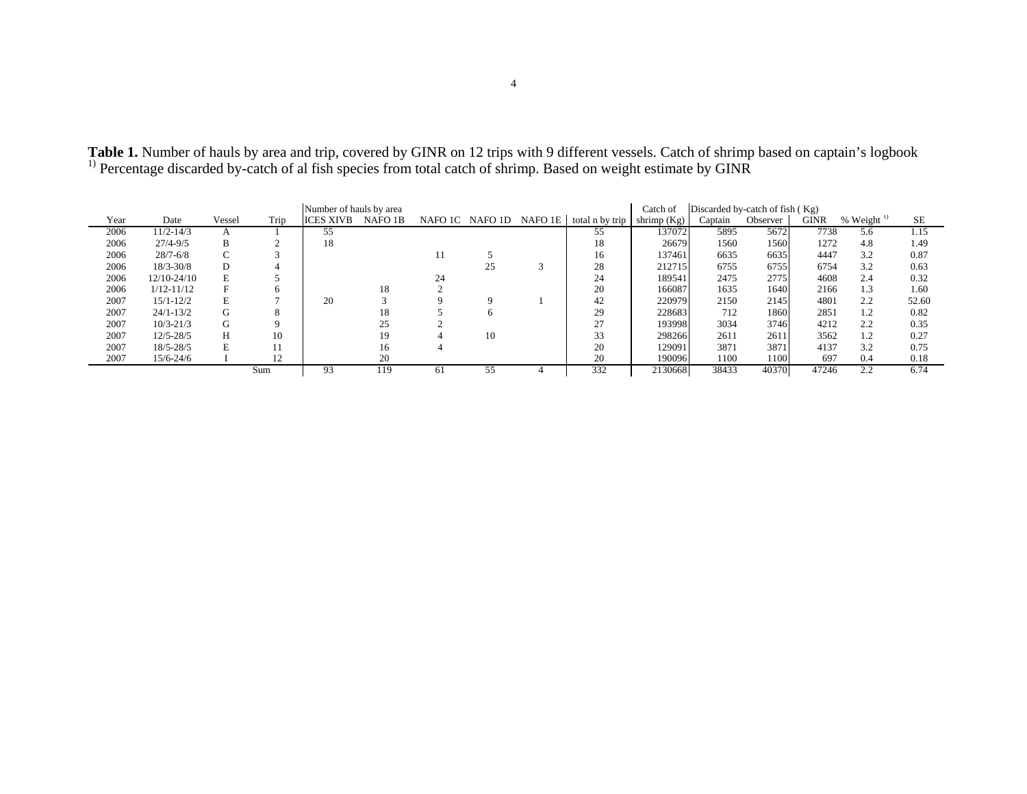**Table 1.** Number of hauls by area and trip, covered by GINR on 12 trips with 9 different vessels. Catch of shrimp based on captain's logbook [1)] Percentage discarded by-catch of al fish species from total catch of shrimp. Based on weight estimate by GINR

| Year | Date | Vessel | Trip | Number of hauls by area ICES XIVB | NAFO 1B | NAFO 1C | NAFO 1D | NAFO 1E | total n by trip | Catch of shrimp (Kg) | Discarded by-catch of fish ( Kg) Captain | Observer | GINR | % Weight [1)] | SE |
|---|---|---|---|---|---|---|---|---|---|---|---|---|---|---|---|
| 2006 | 11/2-14/3 | A | 1 | 55 | | | | | 55 | 137072 | 5895 | 5672 | 7738 | 5.6 | 1.15 |
| 2006 | 27/4-9/5 | B | 2 | 18 | | | | | 18 | 26679 | 1560 | 1560 | 1272 | 4.8 | 1.49 |
| 2006 | 28/7-6/8 | C | 3 | | | 11 | 5 | | 16 | 137461 | 6635 | 6635 | 4447 | 3.2 | 0.87 |
| 2006 | 18/3-30/8 | D | 4 | | | | 25 | 3 | 28 | 212715 | 6755 | 6755 | 6754 | 3.2 | 0.63 |
| 2006 | 12/10-24/10 | E | 5 | | | 24 | | | 24 | 189541 | 2475 | 2775 | 4608 | 2.4 | 0.32 |
| 2006 | 1/12-11/12 | F | 6 | | 18 | 2 | | | 20 | 166087 | 1635 | 1640 | 2166 | 1.3 | 1.60 |
| 2007 | 15/1-12/2 | E | 7 | 20 | 3 | 9 | 9 | 1 | 42 | 220979 | 2150 | 2145 | 4801 | 2.2 | 52.60 |
| 2007 | 24/1-13/2 | G | 8 | | 18 | 5 | 6 | | 29 | 228683 | 712 | 1860 | 2851 | 1.2 | 0.82 |
| 2007 | 10/3-21/3 | G | 9 | | 25 | 2 | | | 27 | 193998 | 3034 | 3746 | 4212 | 2.2 | 0.35 |
| 2007 | 12/5-28/5 | H | 10 | | 19 | 4 | 10 | | 33 | 298266 | 2611 | 2611 | 3562 | 1.2 | 0.27 |
| 2007 | 18/5-28/5 | E | 11 | | 16 | 4 | | | 20 | 129091 | 3871 | 3871 | 4137 | 3.2 | 0.75 |
| 2007 | 15/6-24/6 | I | 12 | | 20 | | | | 20 | 190096 | 1100 | 1100 | 697 | 0.4 | 0.18 |
| | | | Sum | 93 | 119 | 61 | 55 | 4 | 332 | 2130668 | 38433 | 40370 | 47246 | 2.2 | 6.74 |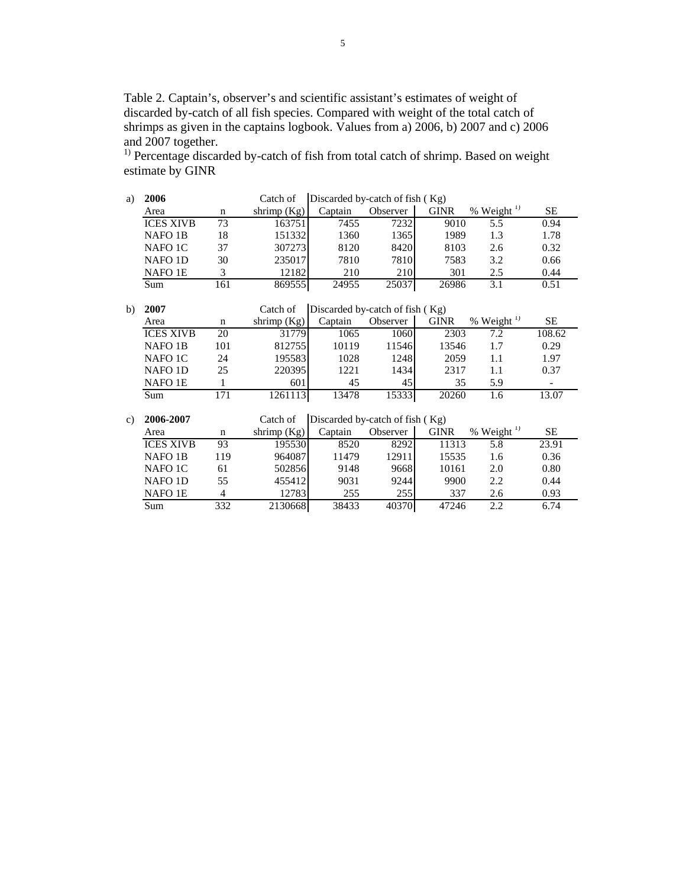Table 2. Captain's, observer's and scientific assistant's estimates of weight of discarded by-catch of all fish species. Compared with weight of the total catch of shrimps as given in the captains logbook. Values from a) 2006, b) 2007 and c) 2006 and 2007 together.

[1)] Percentage discarded by-catch of fish from total catch of shrimp. Based on weight estimate by GINR

a) **2006**

| Area | n | Catch of shrimp (Kg) | Discarded by-catch of fish ( Kg) Captain | Observer | GINR | % Weight [1)] | SE |
|---|---|---|---|---|---|---|---|
| ICES XIVB | 73 | 163751 | 7455 | 7232 | 9010 | 5.5 | 0.94 |
| NAFO 1B | 18 | 151332 | 1360 | 1365 | 1989 | 1.3 | 1.78 |
| NAFO 1C | 37 | 307273 | 8120 | 8420 | 8103 | 2.6 | 0.32 |
| NAFO 1D | 30 | 235017 | 7810 | 7810 | 7583 | 3.2 | 0.66 |
| NAFO 1E | 3 | 12182 | 210 | 210 | 301 | 2.5 | 0.44 |
| Sum | 161 | 869555 | 24955 | 25037 | 26986 | 3.1 | 0.51 |

b) **2007**

| Area | n | Catch of shrimp (Kg) | Discarded by-catch of fish ( Kg) Captain | Observer | GINR | % Weight [1)] | SE |
|---|---|---|---|---|---|---|---|
| ICES XIVB | 20 | 31779 | 1065 | 1060 | 2303 | 7.2 | 108.62 |
| NAFO 1B | 101 | 812755 | 10119 | 11546 | 13546 | 1.7 | 0.29 |
| NAFO 1C | 24 | 195583 | 1028 | 1248 | 2059 | 1.1 | 1.97 |
| NAFO 1D | 25 | 220395 | 1221 | 1434 | 2317 | 1.1 | 0.37 |
| NAFO 1E | 1 | 601 | 45 | 45 | 35 | 5.9 | - |
| Sum | 171 | 1261113 | 13478 | 15333 | 20260 | 1.6 | 13.07 |

c) **2006-2007**

| Area | n | Catch of shrimp (Kg) | Discarded by-catch of fish ( Kg) Captain | Observer | GINR | % Weight [1)] | SE |
|---|---|---|---|---|---|---|---|
| ICES XIVB | 93 | 195530 | 8520 | 8292 | 11313 | 5.8 | 23.91 |
| NAFO 1B | 119 | 964087 | 11479 | 12911 | 15535 | 1.6 | 0.36 |
| NAFO 1C | 61 | 502856 | 9148 | 9668 | 10161 | 2.0 | 0.80 |
| NAFO 1D | 55 | 455412 | 9031 | 9244 | 9900 | 2.2 | 0.44 |
| NAFO 1E | 4 | 12783 | 255 | 255 | 337 | 2.6 | 0.93 |
| Sum | 332 | 2130668 | 38433 | 40370 | 47246 | 2.2 | 6.74 |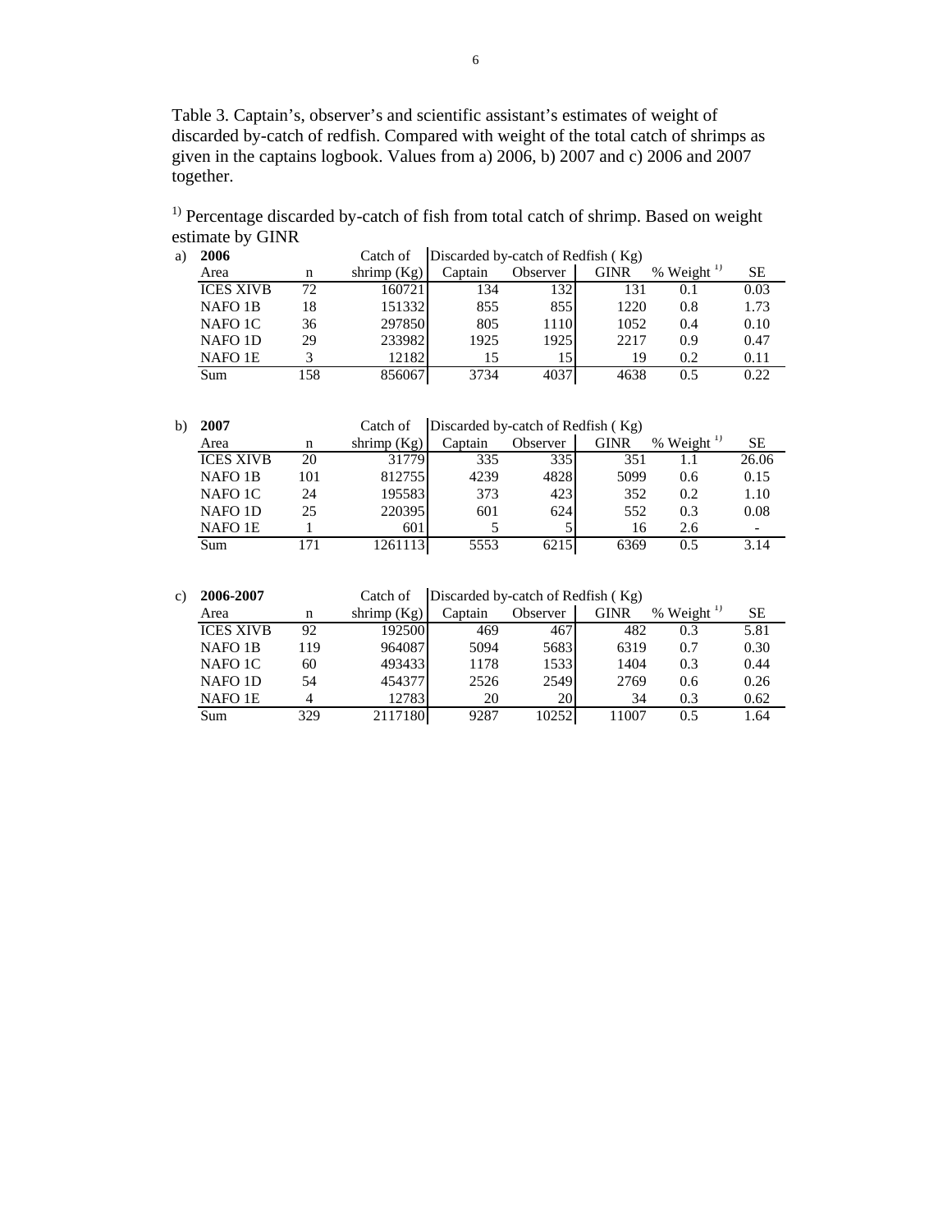Table 3. Captain’s, observer’s and scientific assistant’s estimates of weight of discarded by-catch of redfish. Compared with weight of the total catch of shrimps as given in the captains logbook. Values from a) 2006, b) 2007 and c) 2006 and 2007 together.

[1)] Percentage discarded by-catch of fish from total catch of shrimp. Based on weight estimate by GINR

a)

| **2006** | | Catch of | Discarded by-catch of Redfish ( Kg) | | | | |
|---|---|---|---|---|---|---|---|
| Area | n | shrimp (Kg) | Captain | Observer | GINR | % Weight [1)] | SE |
| ICES XIVB | 72 | 160721 | 134 | 132 | 131 | 0.1 | 0.03 |
| NAFO 1B | 18 | 151332 | 855 | 855 | 1220 | 0.8 | 1.73 |
| NAFO 1C | 36 | 297850 | 805 | 1110 | 1052 | 0.4 | 0.10 |
| NAFO 1D | 29 | 233982 | 1925 | 1925 | 2217 | 0.9 | 0.47 |
| NAFO 1E | 3 | 12182 | 15 | 15 | 19 | 0.2 | 0.11 |
| Sum | 158 | 856067 | 3734 | 4037 | 4638 | 0.5 | 0.22 |

b)

| **2007** | | Catch of | Discarded by-catch of Redfish ( Kg) | | | | |
|---|---|---|---|---|---|---|---|
| Area | n | shrimp (Kg) | Captain | Observer | GINR | % Weight [1)] | SE |
| ICES XIVB | 20 | 31779 | 335 | 335 | 351 | 1.1 | 26.06 |
| NAFO 1B | 101 | 812755 | 4239 | 4828 | 5099 | 0.6 | 0.15 |
| NAFO 1C | 24 | 195583 | 373 | 423 | 352 | 0.2 | 1.10 |
| NAFO 1D | 25 | 220395 | 601 | 624 | 552 | 0.3 | 0.08 |
| NAFO 1E | 1 | 601 | 5 | 5 | 16 | 2.6 | - |
| Sum | 171 | 1261113 | 5553 | 6215 | 6369 | 0.5 | 3.14 |

c)

| **2006-2007** | | Catch of | Discarded by-catch of Redfish ( Kg) | | | | |
|---|---|---|---|---|---|---|---|
| Area | n | shrimp (Kg) | Captain | Observer | GINR | % Weight [1)] | SE |
| ICES XIVB | 92 | 192500 | 469 | 467 | 482 | 0.3 | 5.81 |
| NAFO 1B | 119 | 964087 | 5094 | 5683 | 6319 | 0.7 | 0.30 |
| NAFO 1C | 60 | 493433 | 1178 | 1533 | 1404 | 0.3 | 0.44 |
| NAFO 1D | 54 | 454377 | 2526 | 2549 | 2769 | 0.6 | 0.26 |
| NAFO 1E | 4 | 12783 | 20 | 20 | 34 | 0.3 | 0.62 |
| Sum | 329 | 2117180 | 9287 | 10252 | 11007 | 0.5 | 1.64 |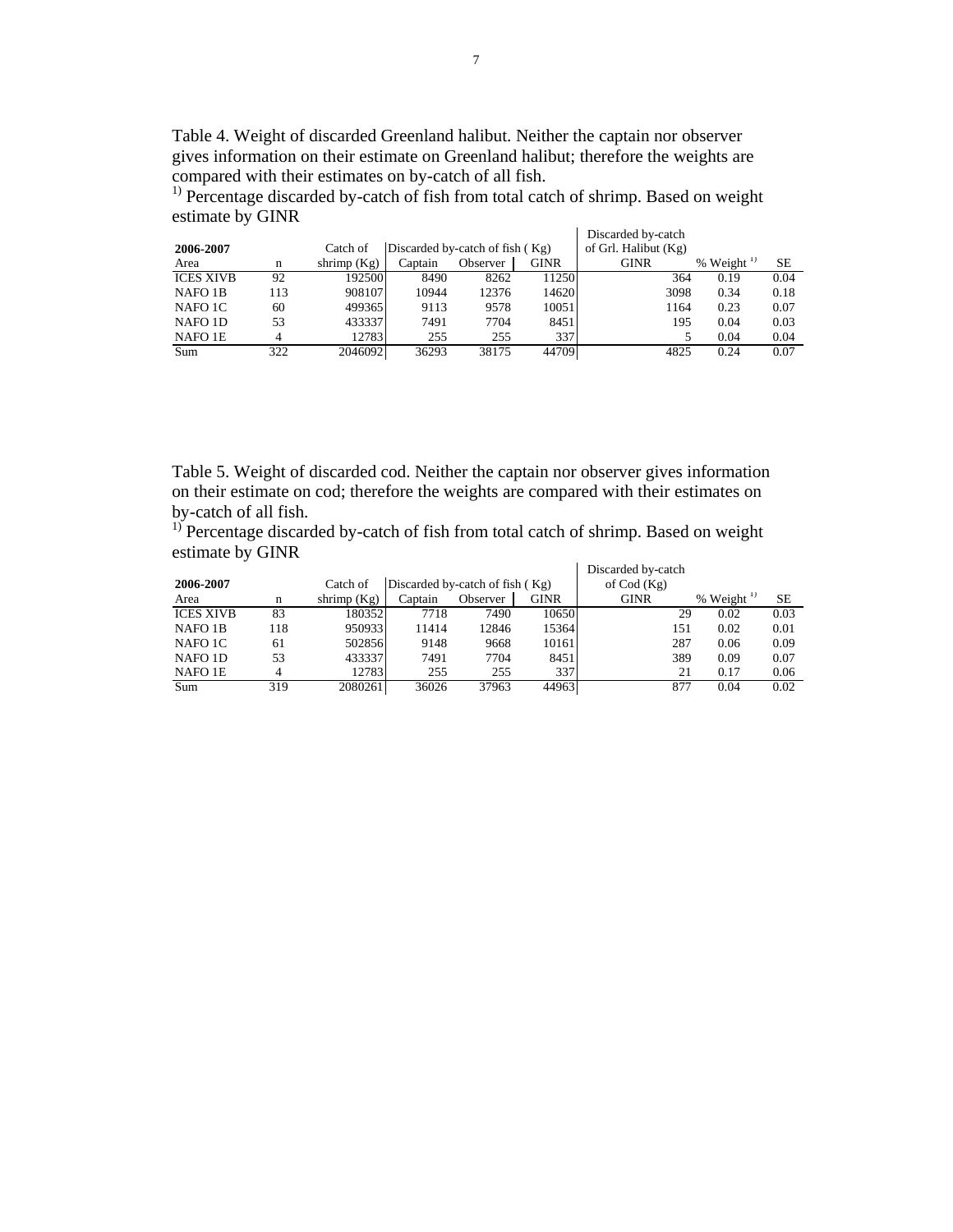Table 4. Weight of discarded Greenland halibut. Neither the captain nor observer gives information on their estimate on Greenland halibut; therefore the weights are compared with their estimates on by-catch of all fish.

1) Percentage discarded by-catch of fish from total catch of shrimp. Based on weight estimate by GINR

| 2006-2007 | | Catch of | Discarded by-catch of fish ( Kg) | | | Discarded by-catch of Grl. Halibut (Kg) | | |
|---|---|---|---|---|---|---|---|---|
| Area | n | shrimp (Kg) | Captain | Observer | GINR | GINR | % Weight [1)] | SE |
| ICES XIVB | 92 | 192500 | 8490 | 8262 | 11250 | 364 | 0.19 | 0.04 |
| NAFO 1B | 113 | 908107 | 10944 | 12376 | 14620 | 3098 | 0.34 | 0.18 |
| NAFO 1C | 60 | 499365 | 9113 | 9578 | 10051 | 1164 | 0.23 | 0.07 |
| NAFO 1D | 53 | 433337 | 7491 | 7704 | 8451 | 195 | 0.04 | 0.03 |
| NAFO 1E | 4 | 12783 | 255 | 255 | 337 | 5 | 0.04 | 0.04 |
| Sum | 322 | 2046092 | 36293 | 38175 | 44709 | 4825 | 0.24 | 0.07 |

Table 5. Weight of discarded cod. Neither the captain nor observer gives information on their estimate on cod; therefore the weights are compared with their estimates on by-catch of all fish.

1) Percentage discarded by-catch of fish from total catch of shrimp. Based on weight estimate by GINR

| 2006-2007 | | Catch of | Discarded by-catch of fish ( Kg) | | | Discarded by-catch of Cod (Kg) | | |
|---|---|---|---|---|---|---|---|---|
| Area | n | shrimp (Kg) | Captain | Observer | GINR | GINR | % Weight [1)] | SE |
| ICES XIVB | 83 | 180352 | 7718 | 7490 | 10650 | 29 | 0.02 | 0.03 |
| NAFO 1B | 118 | 950933 | 11414 | 12846 | 15364 | 151 | 0.02 | 0.01 |
| NAFO 1C | 61 | 502856 | 9148 | 9668 | 10161 | 287 | 0.06 | 0.09 |
| NAFO 1D | 53 | 433337 | 7491 | 7704 | 8451 | 389 | 0.09 | 0.07 |
| NAFO 1E | 4 | 12783 | 255 | 255 | 337 | 21 | 0.17 | 0.06 |
| Sum | 319 | 2080261 | 36026 | 37963 | 44963 | 877 | 0.04 | 0.02 |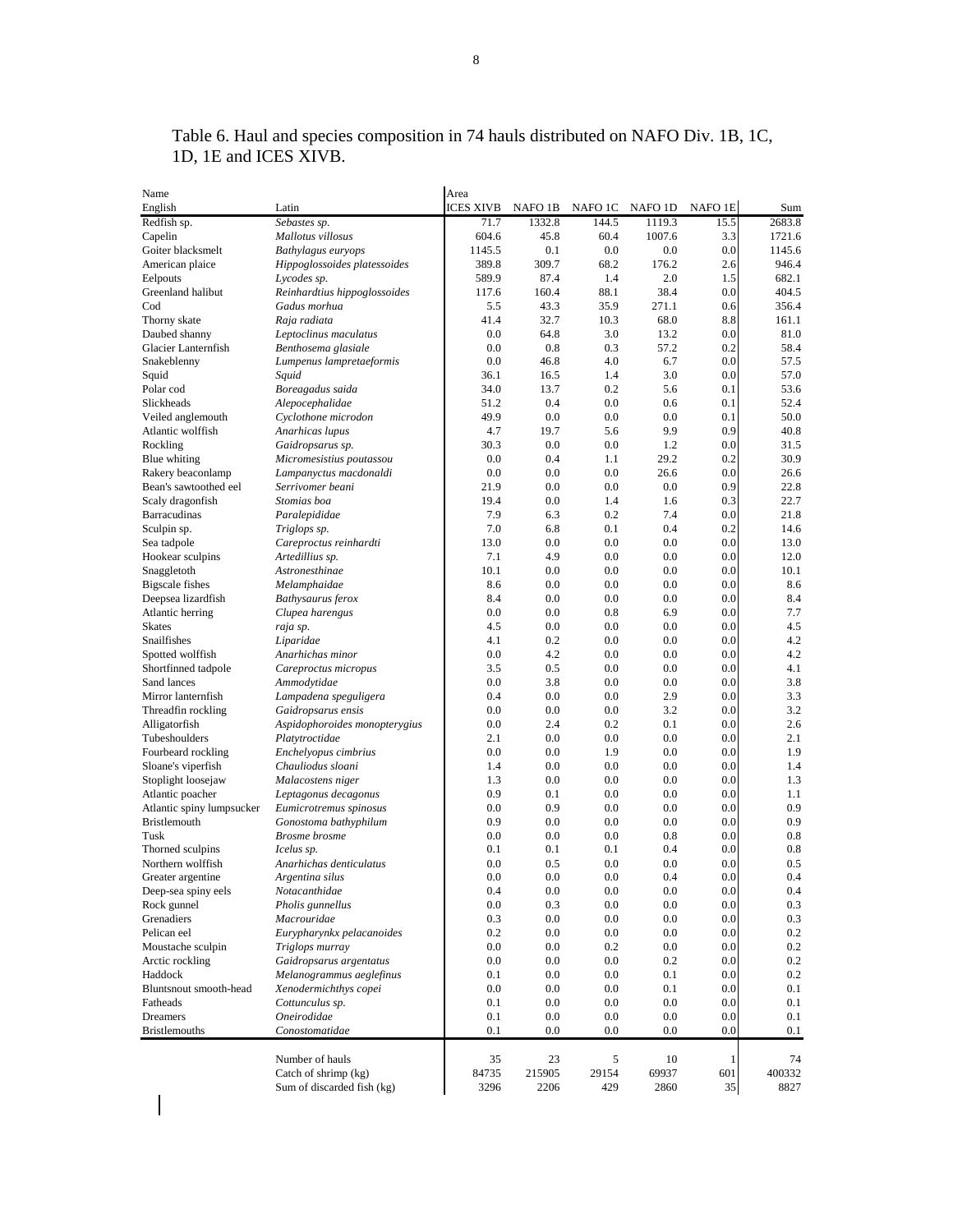Table 6. Haul and species composition in 74 hauls distributed on NAFO Div. 1B, 1C, 1D, 1E and ICES XIVB.

| Name | | Area | | | | | |
|---|---|---|---|---|---|---|---|
| English | Latin | ICES XIVB | NAFO 1B | NAFO 1C | NAFO 1D | NAFO 1E | Sum |
| Redfish sp. | *Sebastes sp.* | 71.7 | 1332.8 | 144.5 | 1119.3 | 15.5 | 2683.8 |
| Capelin | *Mallotus villosus* | 604.6 | 45.8 | 60.4 | 1007.6 | 3.3 | 1721.6 |
| Goiter blacksmelt | *Bathylagus euryops* | 1145.5 | 0.1 | 0.0 | 0.0 | 0.0 | 1145.6 |
| American plaice | *Hippoglossoides platessoides* | 389.8 | 309.7 | 68.2 | 176.2 | 2.6 | 946.4 |
| Eelpouts | *Lycodes sp.* | 589.9 | 87.4 | 1.4 | 2.0 | 1.5 | 682.1 |
| Greenland halibut | *Reinhardtius hippoglossoides* | 117.6 | 160.4 | 88.1 | 38.4 | 0.0 | 404.5 |
| Cod | *Gadus morhua* | 5.5 | 43.3 | 35.9 | 271.1 | 0.6 | 356.4 |
| Thorny skate | *Raja radiata* | 41.4 | 32.7 | 10.3 | 68.0 | 8.8 | 161.1 |
| Daubed shanny | *Leptoclinus maculatus* | 0.0 | 64.8 | 3.0 | 13.2 | 0.0 | 81.0 |
| Glacier Lanternfish | *Benthosema glasiale* | 0.0 | 0.8 | 0.3 | 57.2 | 0.2 | 58.4 |
| Snakeblenny | *Lumpenus lampretaeformis* | 0.0 | 46.8 | 4.0 | 6.7 | 0.0 | 57.5 |
| Squid | *Squid* | 36.1 | 16.5 | 1.4 | 3.0 | 0.0 | 57.0 |
| Polar cod | *Boreagadus saida* | 34.0 | 13.7 | 0.2 | 5.6 | 0.1 | 53.6 |
| Slickheads | *Alepocephalidae* | 51.2 | 0.4 | 0.0 | 0.6 | 0.1 | 52.4 |
| Veiled anglemouth | *Cyclothone microdon* | 49.9 | 0.0 | 0.0 | 0.0 | 0.1 | 50.0 |
| Atlantic wolffish | *Anarhicas lupus* | 4.7 | 19.7 | 5.6 | 9.9 | 0.9 | 40.8 |
| Rockling | *Gaidropsarus sp.* | 30.3 | 0.0 | 0.0 | 1.2 | 0.0 | 31.5 |
| Blue whiting | *Micromesistius poutassou* | 0.0 | 0.4 | 1.1 | 29.2 | 0.2 | 30.9 |
| Rakery beaconlamp | *Lampanyctus macdonaldi* | 0.0 | 0.0 | 0.0 | 26.6 | 0.0 | 26.6 |
| Bean's sawtoothed eel | *Serrivomer beani* | 21.9 | 0.0 | 0.0 | 0.0 | 0.9 | 22.8 |
| Scaly dragonfish | *Stomias boa* | 19.4 | 0.0 | 1.4 | 1.6 | 0.3 | 22.7 |
| Barracudinas | *Paralepididae* | 7.9 | 6.3 | 0.2 | 7.4 | 0.0 | 21.8 |
| Sculpin sp. | *Triglops sp.* | 7.0 | 6.8 | 0.1 | 0.4 | 0.2 | 14.6 |
| Sea tadpole | *Careproctus reinhardti* | 13.0 | 0.0 | 0.0 | 0.0 | 0.0 | 13.0 |
| Hookear sculpins | *Artedillius sp.* | 7.1 | 4.9 | 0.0 | 0.0 | 0.0 | 12.0 |
| Snaggletoth | *Astronesthinae* | 10.1 | 0.0 | 0.0 | 0.0 | 0.0 | 10.1 |
| Bigscale fishes | *Melamphaidae* | 8.6 | 0.0 | 0.0 | 0.0 | 0.0 | 8.6 |
| Deepsea lizardfish | *Bathysaurus ferox* | 8.4 | 0.0 | 0.0 | 0.0 | 0.0 | 8.4 |
| Atlantic herring | *Clupea harengus* | 0.0 | 0.0 | 0.8 | 6.9 | 0.0 | 7.7 |
| Skates | *raja sp.* | 4.5 | 0.0 | 0.0 | 0.0 | 0.0 | 4.5 |
| Snailfishes | *Liparidae* | 4.1 | 0.2 | 0.0 | 0.0 | 0.0 | 4.2 |
| Spotted wolffish | *Anarhichas minor* | 0.0 | 4.2 | 0.0 | 0.0 | 0.0 | 4.2 |
| Shortfinned tadpole | *Careproctus micropus* | 3.5 | 0.5 | 0.0 | 0.0 | 0.0 | 4.1 |
| Sand lances | *Ammodytidae* | 0.0 | 3.8 | 0.0 | 0.0 | 0.0 | 3.8 |
| Mirror lanternfish | *Lampadena speguligera* | 0.4 | 0.0 | 0.0 | 2.9 | 0.0 | 3.3 |
| Threadfin rockling | *Gaidropsarus ensis* | 0.0 | 0.0 | 0.0 | 3.2 | 0.0 | 3.2 |
| Alligatorfish | *Aspidophoroides monopterygius* | 0.0 | 2.4 | 0.2 | 0.1 | 0.0 | 2.6 |
| Tubeshoulders | *Platytroctidae* | 2.1 | 0.0 | 0.0 | 0.0 | 0.0 | 2.1 |
| Fourbeard rockling | *Enchelyopus cimbrius* | 0.0 | 0.0 | 1.9 | 0.0 | 0.0 | 1.9 |
| Sloane's viperfish | *Chauliodus sloani* | 1.4 | 0.0 | 0.0 | 0.0 | 0.0 | 1.4 |
| Stoplight loosejaw | *Malacostens niger* | 1.3 | 0.0 | 0.0 | 0.0 | 0.0 | 1.3 |
| Atlantic poacher | *Leptagonus decagonus* | 0.9 | 0.1 | 0.0 | 0.0 | 0.0 | 1.1 |
| Atlantic spiny lumpsucker | *Eumicrotremus spinosus* | 0.0 | 0.9 | 0.0 | 0.0 | 0.0 | 0.9 |
| Bristlemouth | *Gonostoma bathyphilum* | 0.9 | 0.0 | 0.0 | 0.0 | 0.0 | 0.9 |
| Tusk | *Brosme brosme* | 0.0 | 0.0 | 0.0 | 0.8 | 0.0 | 0.8 |
| Thorned sculpins | *Icelus sp.* | 0.1 | 0.1 | 0.1 | 0.4 | 0.0 | 0.8 |
| Northern wolffish | *Anarhichas denticulatus* | 0.0 | 0.5 | 0.0 | 0.0 | 0.0 | 0.5 |
| Greater argentine | *Argentina silus* | 0.0 | 0.0 | 0.0 | 0.4 | 0.0 | 0.4 |
| Deep-sea spiny eels | *Notacanthidae* | 0.4 | 0.0 | 0.0 | 0.0 | 0.0 | 0.4 |
| Rock gunnel | *Pholis gunnellus* | 0.0 | 0.3 | 0.0 | 0.0 | 0.0 | 0.3 |
| Grenadiers | *Macrouridae* | 0.3 | 0.0 | 0.0 | 0.0 | 0.0 | 0.3 |
| Pelican eel | *Eurypharynkx pelacanoides* | 0.2 | 0.0 | 0.0 | 0.0 | 0.0 | 0.2 |
| Moustache sculpin | *Triglops murray* | 0.0 | 0.0 | 0.2 | 0.0 | 0.0 | 0.2 |
| Arctic rockling | *Gaidropsarus argentatus* | 0.0 | 0.0 | 0.0 | 0.2 | 0.0 | 0.2 |
| Haddock | *Melanogrammus aeglefinus* | 0.1 | 0.0 | 0.0 | 0.1 | 0.0 | 0.2 |
| Bluntsnout smooth-head | *Xenodermichthys copei* | 0.0 | 0.0 | 0.0 | 0.1 | 0.0 | 0.1 |
| Fatheads | *Cottunculus sp.* | 0.1 | 0.0 | 0.0 | 0.0 | 0.0 | 0.1 |
| Dreamers | *Oneirodidae* | 0.1 | 0.0 | 0.0 | 0.0 | 0.0 | 0.1 |
| Bristlemouths | *Conostomatidae* | 0.1 | 0.0 | 0.0 | 0.0 | 0.0 | 0.1 |
| | | | | | | | |
| | Number of hauls | 35 | 23 | 5 | 10 | 1 | 74 |
| | Catch of shrimp (kg) | 84735 | 215905 | 29154 | 69937 | 601 | 400332 |
| | Sum of discarded fish (kg) | 3296 | 2206 | 429 | 2860 | 35 | 8827 |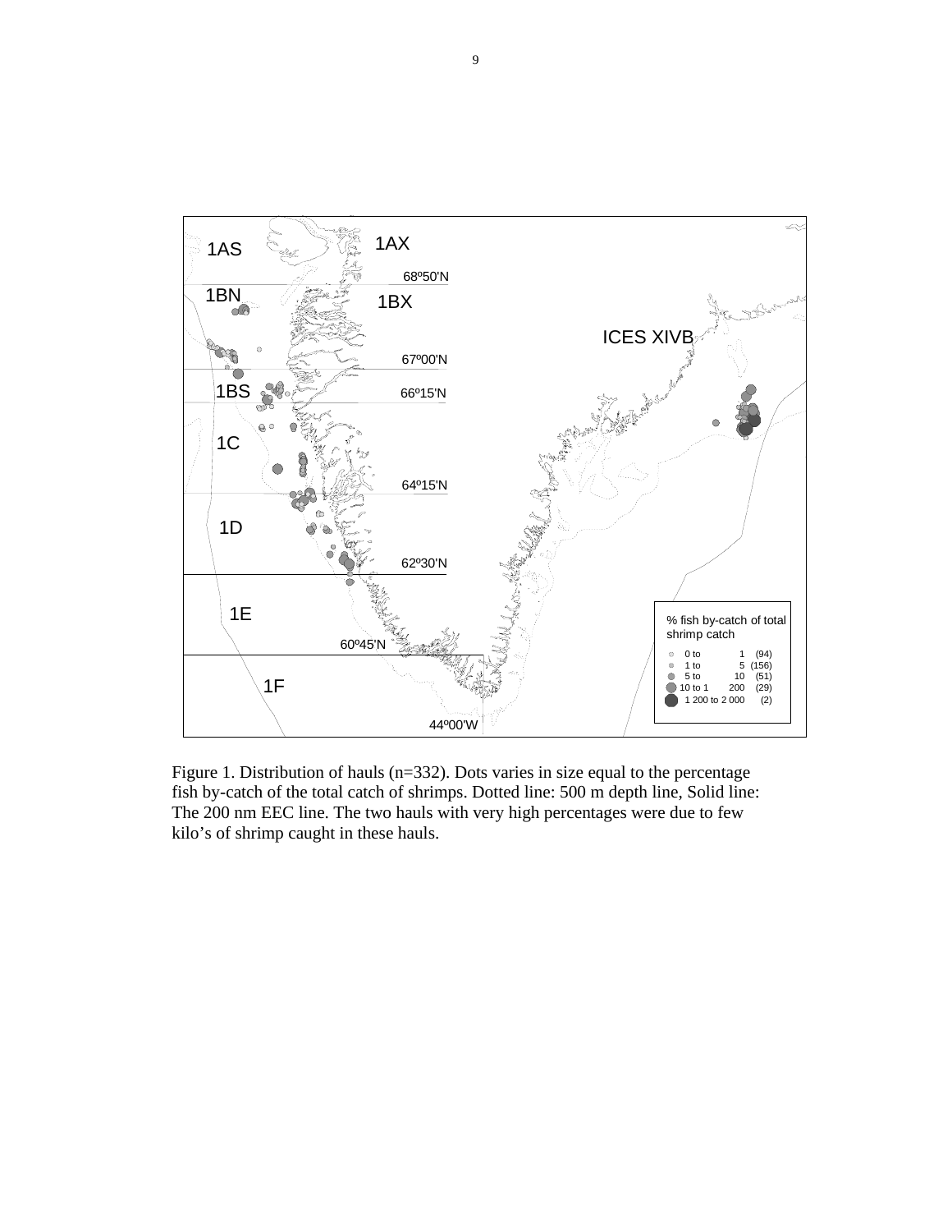Figure 1. Distribution of hauls (n=332). Dots varies in size equal to the percentage fish by-catch of the total catch of shrimps. Dotted line: 500 m depth line, Solid line: The 200 nm EEC line. The two hauls with very high percentages were due to few kilo's of shrimp caught in these hauls.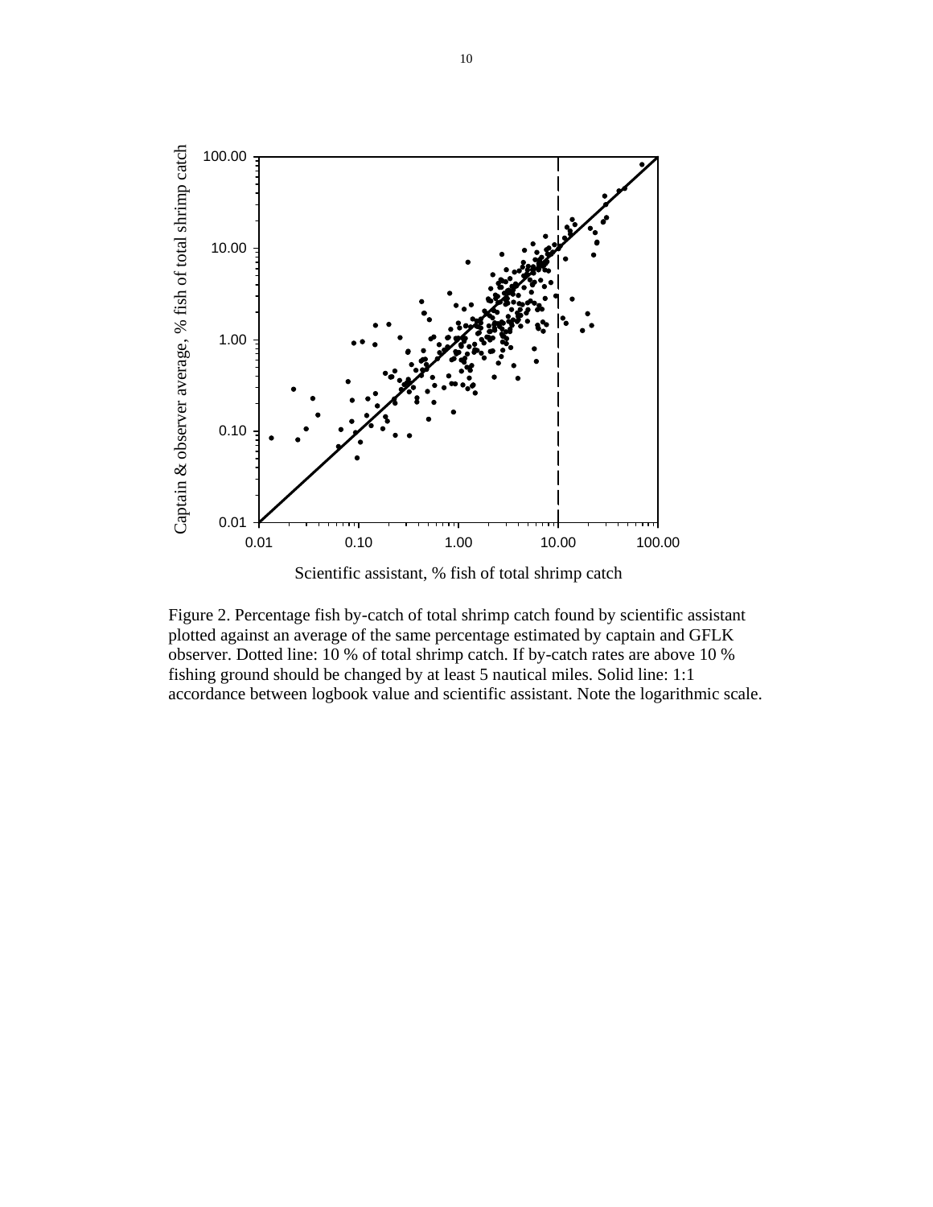Figure 2. Percentage fish by-catch of total shrimp catch found by scientific assistant plotted against an average of the same percentage estimated by captain and GFLK observer. Dotted line: 10 % of total shrimp catch. If by-catch rates are above 10 % fishing ground should be changed by at least 5 nautical miles. Solid line: 1:1 accordance between logbook value and scientific assistant. Note the logarithmic scale.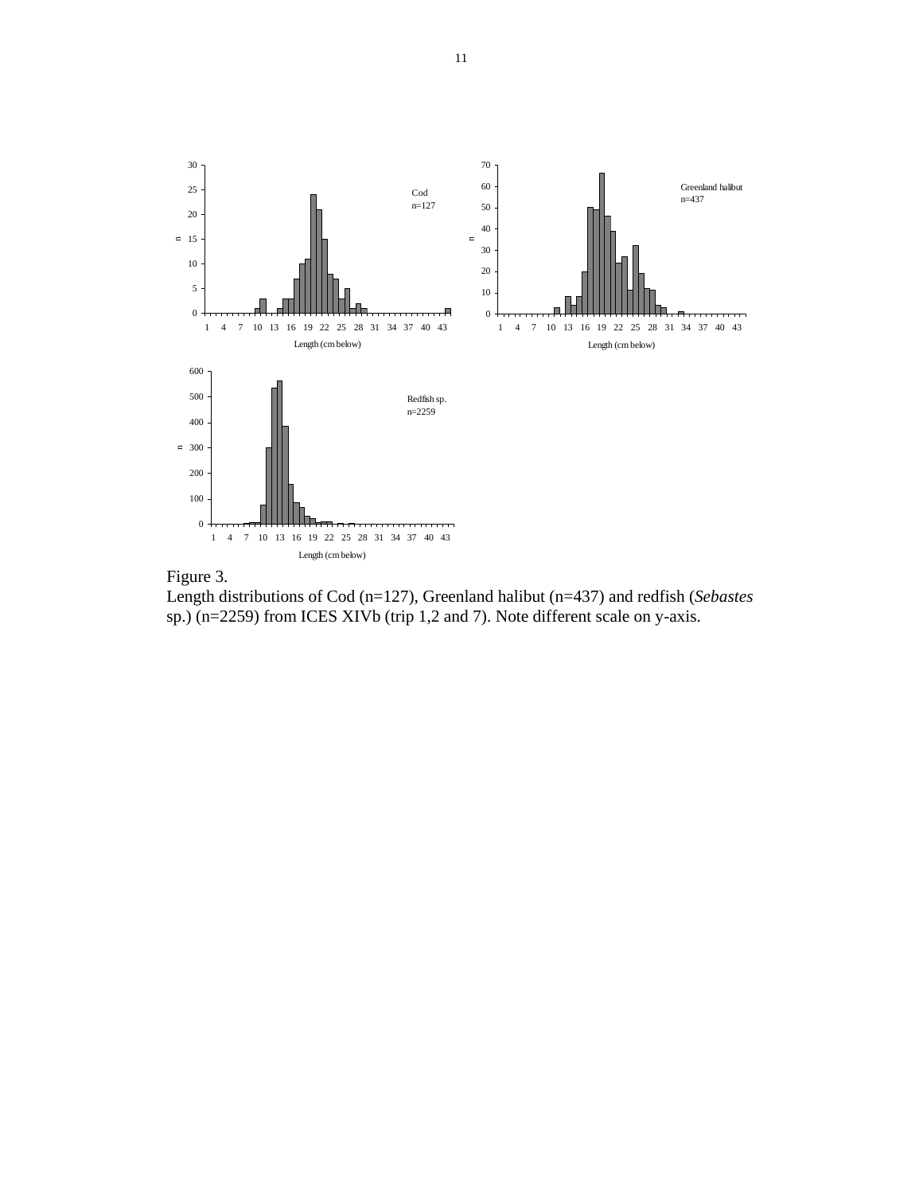Figure 3.
Length distributions of Cod (n=127), Greenland halibut (n=437) and redfish (*Sebastes* sp.) (n=2259) from ICES XIVb (trip 1,2 and 7). Note different scale on y-axis.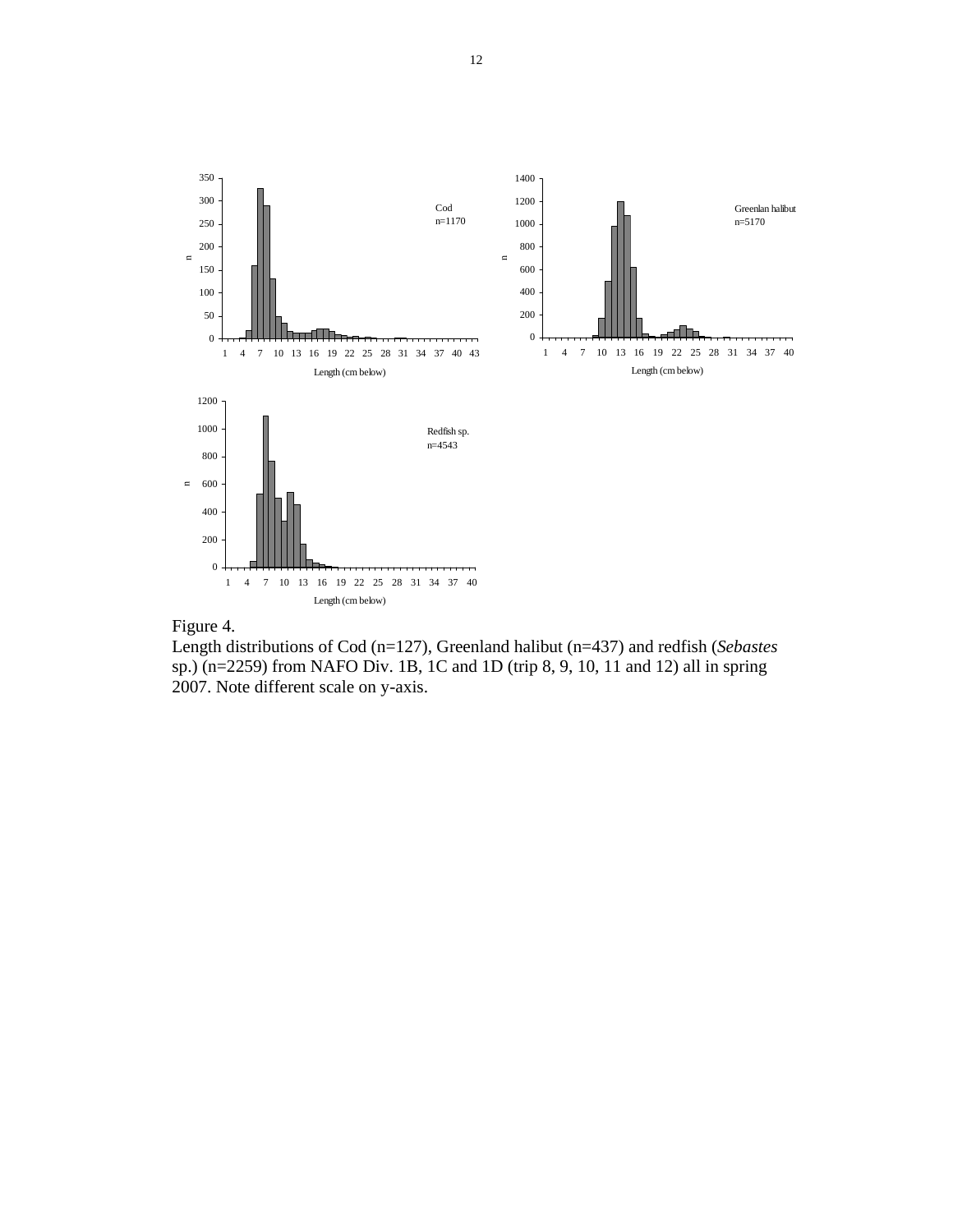350
300
250
200
150
100
50
0

n

1 4 7 10 13 16 19 22 25 28 31 34 37 40 43

Length (cm below)

Cod
n=1170

1400
1200
1000
800
600
400
200
0

n

1 4 7 10 13 16 19 22 25 28 31 34 37 40

Length (cm below)

Greenlan halibut
n=5170

1200
1000
800
600
400
200
0

n

1 4 7 10 13 16 19 22 25 28 31 34 37 40

Length (cm below)

Redfish sp.
n=4543

Figure 4.
Length distributions of Cod (n=127), Greenland halibut (n=437) and redfish (*Sebastes* sp.) (n=2259) from NAFO Div. 1B, 1C and 1D (trip 8, 9, 10, 11 and 12) all in spring 2007. Note different scale on y-axis.